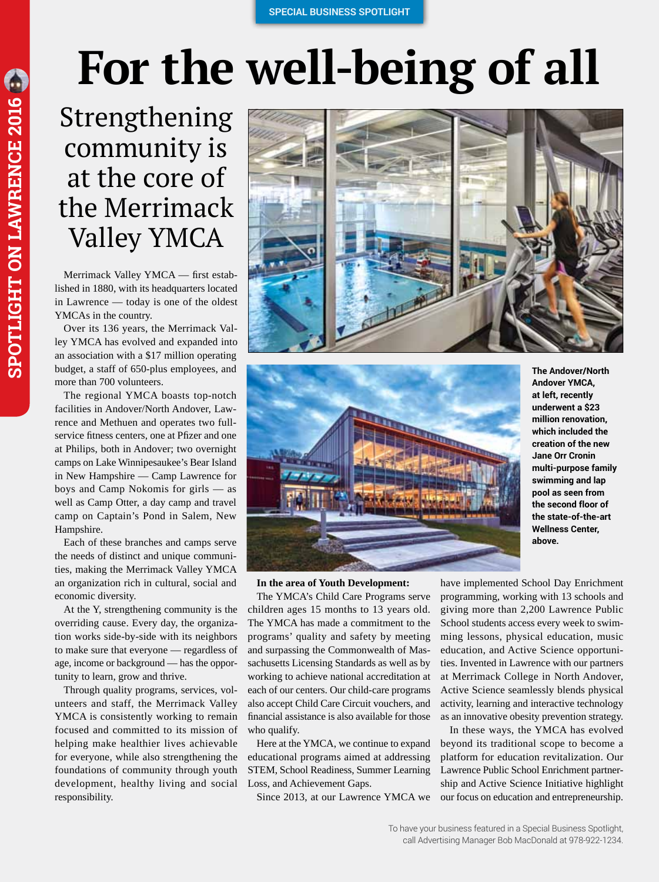SPECIAL BUSINESS SPOTLIGHT

# For the well-being of all

## Strengthening community is at the core of the Merrimack Valley YMCA

Merrimack Valley YMCA — first established in 1880, with its headquarters located in Lawrence — today is one of the oldest YMCAs in the country.

Over its 136 years, the Merrimack Valley YMCA has evolved and expanded into an association with a $17 million operating budget, a staff of 650-plus employees, and more than 700 volunteers.

The regional YMCA boasts top-notch facilities in Andover/North Andover, Lawrence and Methuen and operates two full-service fitness centers, one at Pfizer and one at Philips, both in Andover; two overnight camps on Lake Winnipesaukee's Bear Island in New Hampshire — Camp Lawrence for boys and Camp Nokomis for girls — as well as Camp Otter, a day camp and travel camp on Captain's Pond in Salem, New Hampshire.

Each of these branches and camps serve the needs of distinct and unique communities, making the Merrimack Valley YMCA an organization rich in cultural, social and economic diversity.

At the Y, strengthening community is the overriding cause. Every day, the organization works side-by-side with its neighbors to make sure that everyone — regardless of age, income or background — has the opportunity to learn, grow and thrive.

Through quality programs, services, volunteers and staff, the Merrimack Valley YMCA is consistently working to remain focused and committed to its mission of helping make healthier lives achievable for everyone, while also strengthening the foundations of community through youth development, healthy living and social responsibility.

**The Andover/North Andover YMCA, at left, recently underwent a $23 million renovation, which included the creation of the new Jane Orr Cronin multi-purpose family swimming and lap pool as seen from the second floor of the state-of-the-art Wellness Center, above.**

**In the area of Youth Development:**

The YMCA's Child Care Programs serve children ages 15 months to 13 years old. The YMCA has made a commitment to the programs' quality and safety by meeting and surpassing the Commonwealth of Massachusetts Licensing Standards as well as by working to achieve national accreditation at each of our centers. Our child-care programs also accept Child Care Circuit vouchers, and financial assistance is also available for those who qualify.

Here at the YMCA, we continue to expand educational programs aimed at addressing STEM, School Readiness, Summer Learning Loss, and Achievement Gaps.

Since 2013, at our Lawrence YMCA we have implemented School Day Enrichment programming, working with 13 schools and giving more than 2,200 Lawrence Public School students access every week to swimming lessons, physical education, music education, and Active Science opportunities. Invented in Lawrence with our partners at Merrimack College in North Andover, Active Science seamlessly blends physical activity, learning and interactive technology as an innovative obesity prevention strategy.

In these ways, the YMCA has evolved beyond its traditional scope to become a platform for education revitalization. Our Lawrence Public School Enrichment partnership and Active Science Initiative highlight our focus on education and entrepreneurship.

To have your business featured in a Special Business Spotlight, call Advertising Manager Bob MacDonald at 978-922-1234.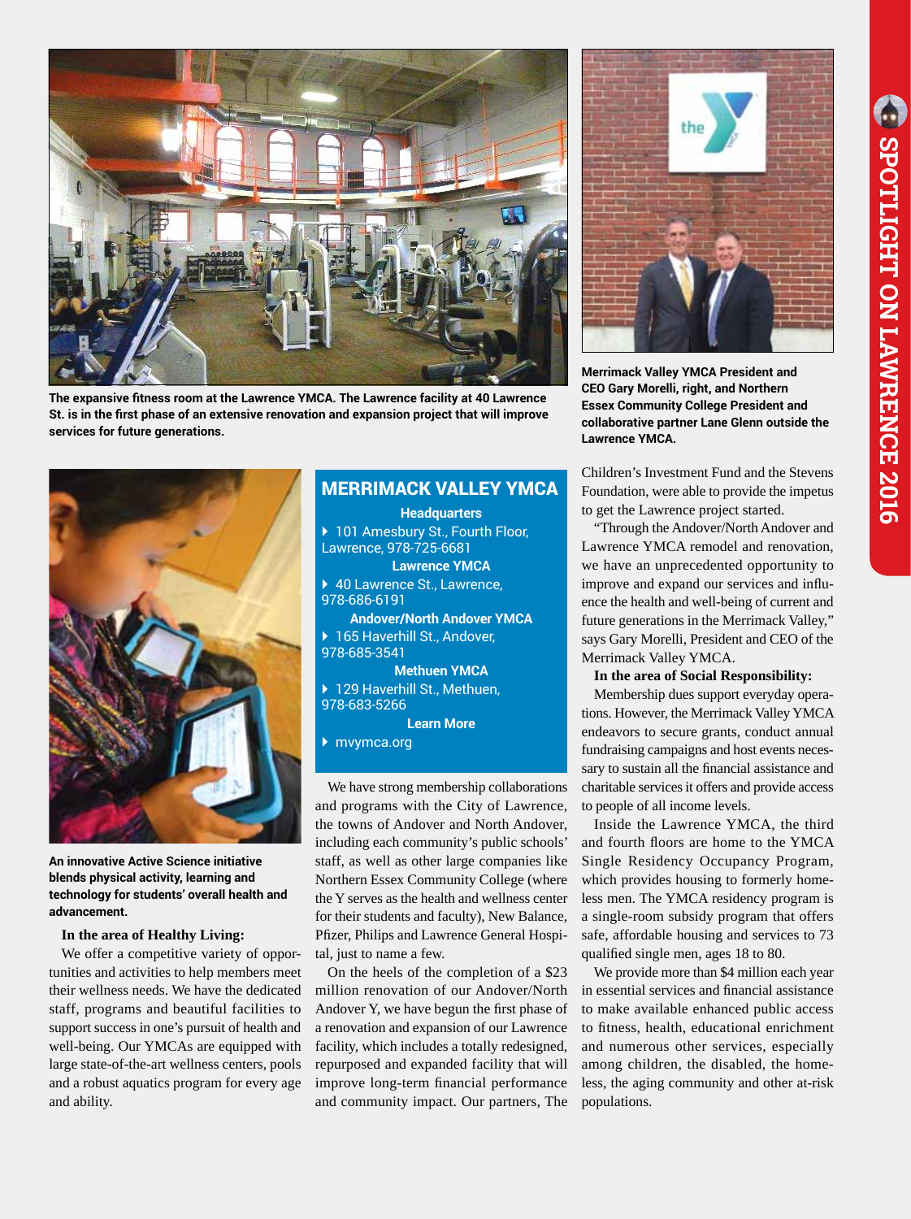The expansive fitness room at the Lawrence YMCA. The Lawrence facility at 40 Lawrence St. is in the first phase of an extensive renovation and expansion project that will improve services for future generations.

Merrimack Valley YMCA President and CEO Gary Morelli, right, and Northern Essex Community College President and collaborative partner Lane Glenn outside the Lawrence YMCA.

An innovative Active Science initiative blends physical activity, learning and technology for students' overall health and advancement.

**In the area of Healthy Living:**

We offer a competitive variety of opportunities and activities to help members meet their wellness needs. We have the dedicated staff, programs and beautiful facilities to support success in one's pursuit of health and well-being. Our YMCAs are equipped with large state-of-the-art wellness centers, pools and a robust aquatics program for every age and ability.

## MERRIMACK VALLEY YMCA

**Headquarters**

- 101 Amesbury St., Fourth Floor, Lawrence, 978-725-6681

**Lawrence YMCA**

- 40 Lawrence St., Lawrence, 978-686-6191

**Andover/North Andover YMCA**

- 165 Haverhill St., Andover, 978-685-3541

**Methuen YMCA**

- 129 Haverhill St., Methuen, 978-683-5266

**Learn More**

- mvymca.org

We have strong membership collaborations and programs with the City of Lawrence, the towns of Andover and North Andover, including each community's public schools' staff, as well as other large companies like Northern Essex Community College (where the Y serves as the health and wellness center for their students and faculty), New Balance, Pfizer, Philips and Lawrence General Hospital, just to name a few.

On the heels of the completion of a $23 million renovation of our Andover/North Andover Y, we have begun the first phase of a renovation and expansion of our Lawrence facility, which includes a totally redesigned, repurposed and expanded facility that will improve long-term financial performance and community impact. Our partners, The Children's Investment Fund and the Stevens Foundation, were able to provide the impetus to get the Lawrence project started.

"Through the Andover/North Andover and Lawrence YMCA remodel and renovation, we have an unprecedented opportunity to improve and expand our services and influence the health and well-being of current and future generations in the Merrimack Valley," says Gary Morelli, President and CEO of the Merrimack Valley YMCA.

**In the area of Social Responsibility:**

Membership dues support everyday operations. However, the Merrimack Valley YMCA endeavors to secure grants, conduct annual fundraising campaigns and host events necessary to sustain all the financial assistance and charitable services it offers and provide access to people of all income levels.

Inside the Lawrence YMCA, the third and fourth floors are home to the YMCA Single Residency Occupancy Program, which provides housing to formerly homeless men. The YMCA residency program is a single-room subsidy program that offers safe, affordable housing and services to 73 qualified single men, ages 18 to 80.

We provide more than $4 million each year in essential services and financial assistance to make available enhanced public access to fitness, health, educational enrichment and numerous other services, especially among children, the disabled, the homeless, the aging community and other at-risk populations.